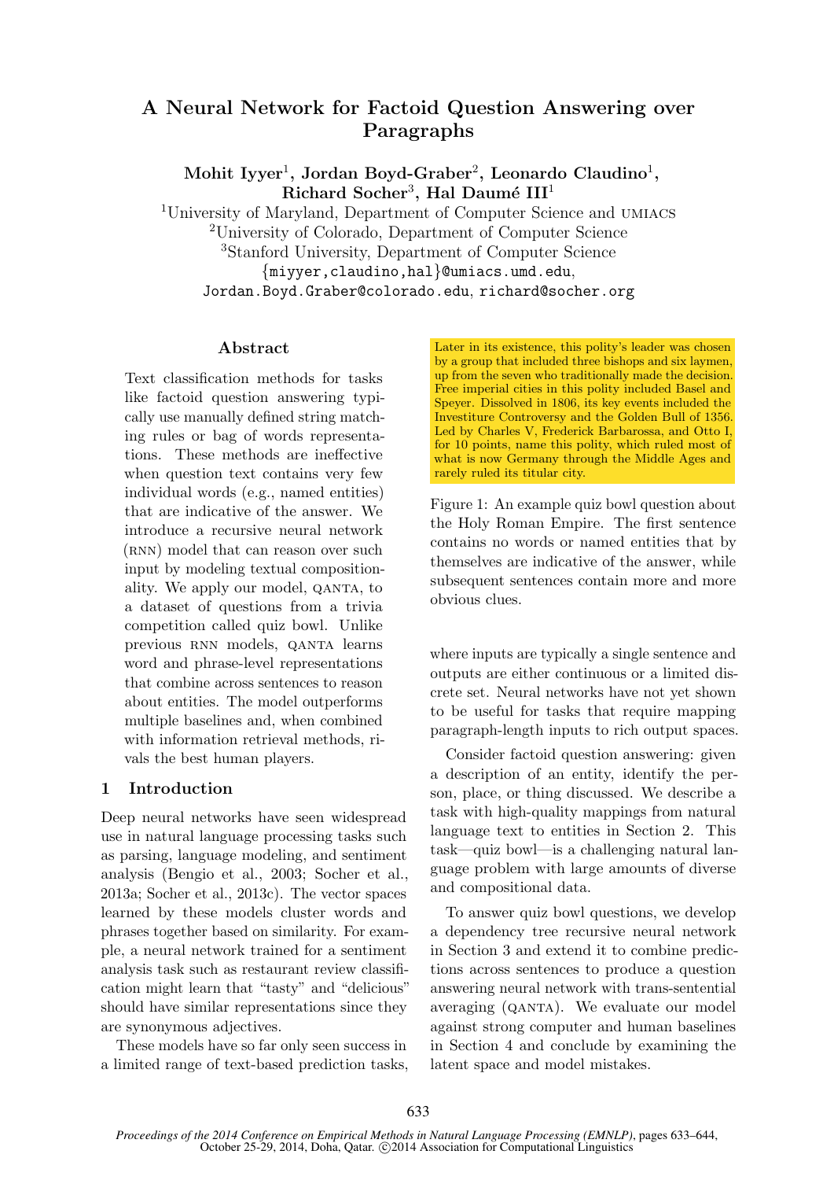# A Neural Network for Factoid Question Answering over Paragraphs

**Mohit Iyyer[1], Jordan Boyd-Graber[2], Leonardo Claudino[1], Richard Socher[3], Hal Daumé III[1]**

[1]University of Maryland, Department of Computer Science and UMIACS
[2]University of Colorado, Department of Computer Science
[3]Stanford University, Department of Computer Science
{miyyer,claudino,hal}@umiacs.umd.edu, Jordan.Boyd.Graber@colorado.edu, richard@socher.org

## Abstract

Text classification methods for tasks like factoid question answering typically use manually defined string matching rules or bag of words representations. These methods are ineffective when question text contains very few individual words (e.g., named entities) that are indicative of the answer. We introduce a recursive neural network (RNN) model that can reason over such input by modeling textual compositionality. We apply our model, QANTA, to a dataset of questions from a trivia competition called quiz bowl. Unlike previous RNN models, QANTA learns word and phrase-level representations that combine across sentences to reason about entities. The model outperforms multiple baselines and, when combined with information retrieval methods, rivals the best human players.

## 1 Introduction

Deep neural networks have seen widespread use in natural language processing tasks such as parsing, language modeling, and sentiment analysis (Bengio et al., 2003; Socher et al., 2013a; Socher et al., 2013c). The vector spaces learned by these models cluster words and phrases together based on similarity. For example, a neural network trained for a sentiment analysis task such as restaurant review classification might learn that "tasty" and "delicious" should have similar representations since they are synonymous adjectives.

These models have so far only seen success in a limited range of text-based prediction tasks, where inputs are typically a single sentence and outputs are either continuous or a limited discrete set. Neural networks have not yet shown to be useful for tasks that require mapping paragraph-length inputs to rich output spaces.

> Later in its existence, this polity's leader was chosen by a group that included three bishops and six laymen, up from the seven who traditionally made the decision. Free imperial cities in this polity included Basel and Speyer. Dissolved in 1806, its key events included the Investiture Controversy and the Golden Bull of 1356. Led by Charles V, Frederick Barbarossa, and Otto I, for 10 points, name this polity, which ruled most of what is now Germany through the Middle Ages and rarely ruled its titular city.

Figure 1: An example quiz bowl question about the Holy Roman Empire. The first sentence contains no words or named entities that by themselves are indicative of the answer, while subsequent sentences contain more and more obvious clues.

Consider factoid question answering: given a description of an entity, identify the person, place, or thing discussed. We describe a task with high-quality mappings from natural language text to entities in Section 2. This task—quiz bowl—is a challenging natural language problem with large amounts of diverse and compositional data.

To answer quiz bowl questions, we develop a dependency tree recursive neural network in Section 3 and extend it to combine predictions across sentences to produce a question answering neural network with trans-sentential averaging (QANTA). We evaluate our model against strong computer and human baselines in Section 4 and conclude by examining the latent space and model mistakes.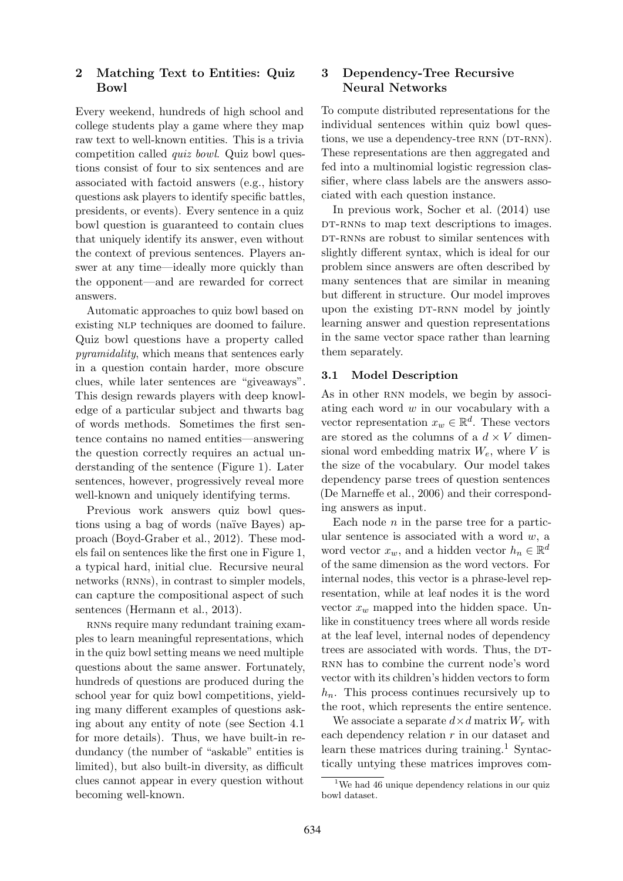## 2 Matching Text to Entities: Quiz Bowl

Every weekend, hundreds of high school and college students play a game where they map raw text to well-known entities. This is a trivia competition called *quiz bowl*. Quiz bowl questions consist of four to six sentences and are associated with factoid answers (e.g., history questions ask players to identify specific battles, presidents, or events). Every sentence in a quiz bowl question is guaranteed to contain clues that uniquely identify its answer, even without the context of previous sentences. Players answer at any time—ideally more quickly than the opponent—and are rewarded for correct answers.

Automatic approaches to quiz bowl based on existing NLP techniques are doomed to failure. Quiz bowl questions have a property called *pyramidality*, which means that sentences early in a question contain harder, more obscure clues, while later sentences are "giveaways". This design rewards players with deep knowledge of a particular subject and thwarts bag of words methods. Sometimes the first sentence contains no named entities—answering the question correctly requires an actual understanding of the sentence (Figure 1). Later sentences, however, progressively reveal more well-known and uniquely identifying terms.

Previous work answers quiz bowl questions using a bag of words (naïve Bayes) approach (Boyd-Graber et al., 2012). These models fail on sentences like the first one in Figure 1, a typical hard, initial clue. Recursive neural networks (RNNs), in contrast to simpler models, can capture the compositional aspect of such sentences (Hermann et al., 2013).

RNNs require many redundant training examples to learn meaningful representations, which in the quiz bowl setting means we need multiple questions about the same answer. Fortunately, hundreds of questions are produced during the school year for quiz bowl competitions, yielding many different examples of questions asking about any entity of note (see Section 4.1 for more details). Thus, we have built-in redundancy (the number of "askable" entities is limited), but also built-in diversity, as difficult clues cannot appear in every question without becoming well-known.

## 3 Dependency-Tree Recursive Neural Networks

To compute distributed representations for the individual sentences within quiz bowl questions, we use a dependency-tree RNN (DT-RNN). These representations are then aggregated and fed into a multinomial logistic regression classifier, where class labels are the answers associated with each question instance.

In previous work, Socher et al. (2014) use DT-RNNs to map text descriptions to images. DT-RNNs are robust to similar sentences with slightly different syntax, which is ideal for our problem since answers are often described by many sentences that are similar in meaning but different in structure. Our model improves upon the existing DT-RNN model by jointly learning answer and question representations in the same vector space rather than learning them separately.

### 3.1 Model Description

As in other RNN models, we begin by associating each word $w$ in our vocabulary with a vector representation $x_w \in \mathbb{R}^d$. These vectors are stored as the columns of a $d \times V$ dimensional word embedding matrix $W_e$, where $V$ is the size of the vocabulary. Our model takes dependency parse trees of question sentences (De Marneffe et al., 2006) and their corresponding answers as input.

Each node $n$ in the parse tree for a particular sentence is associated with a word $w$, a word vector $x_w$, and a hidden vector $h_n \in \mathbb{R}^d$ of the same dimension as the word vectors. For internal nodes, this vector is a phrase-level representation, while at leaf nodes it is the word vector $x_w$ mapped into the hidden space. Unlike in constituency trees where all words reside at the leaf level, internal nodes of dependency trees are associated with words. Thus, the DT-RNN has to combine the current node's word vector with its children's hidden vectors to form $h_n$. This process continues recursively up to the root, which represents the entire sentence.

We associate a separate $d \times d$ matrix $W_r$ with each dependency relation $r$ in our dataset and learn these matrices during training.[1] Syntactically untying these matrices improves com-

[1] We had 46 unique dependency relations in our quiz bowl dataset.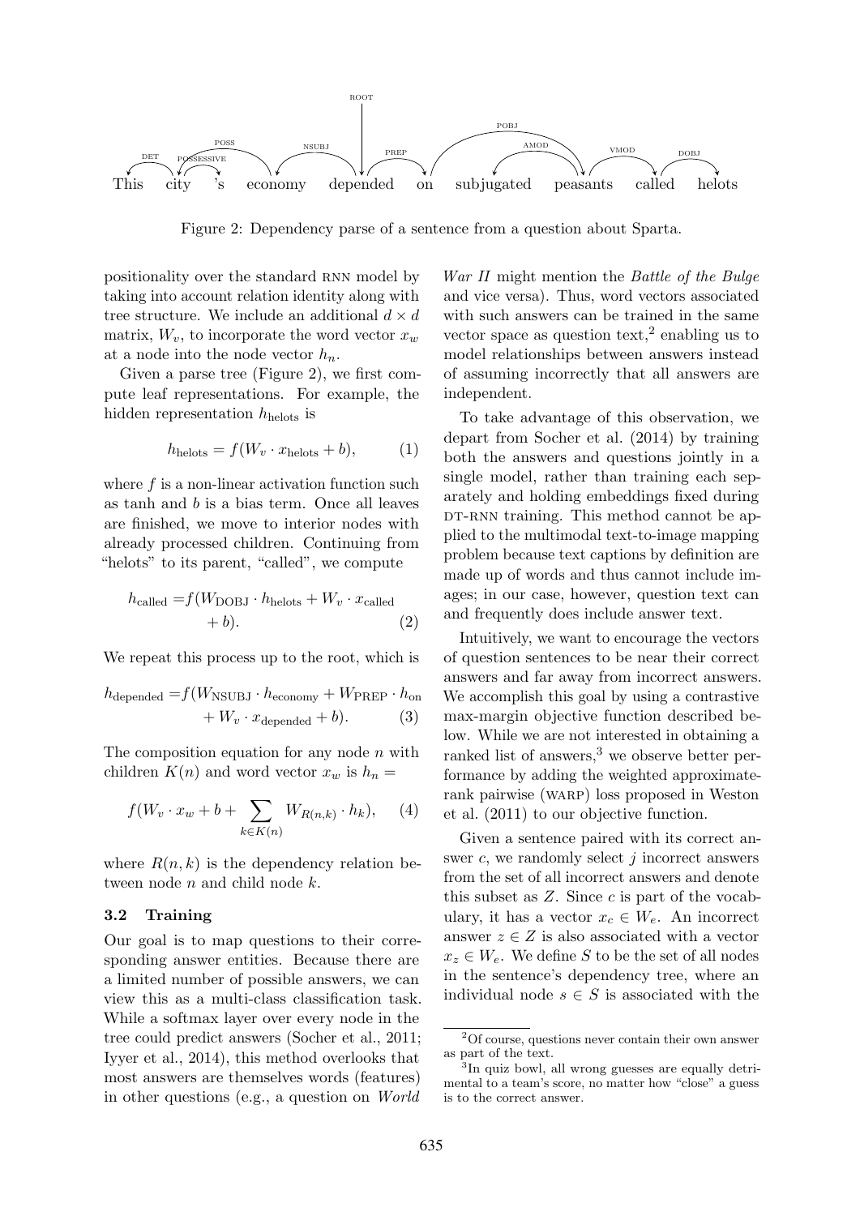This city 's economy depended on subjugated peasants called helots

Figure 2: Dependency parse of a sentence from a question about Sparta.

positionality over the standard RNN model by taking into account relation identity along with tree structure. We include an additional $d \times d$ matrix, $W_v$, to incorporate the word vector $x_w$ at a node into the node vector $h_n$.

Given a parse tree (Figure 2), we first compute leaf representations. For example, the hidden representation $h_{\text{helots}}$ is

$$h_{\text{helots}} = f(W_v \cdot x_{\text{helots}} + b), \tag{1}$$

where $f$ is a non-linear activation function such as tanh and $b$ is a bias term. Once all leaves are finished, we move to interior nodes with already processed children. Continuing from "helots" to its parent, "called", we compute

$$h_{\text{called}} = f(W_{\text{DOBJ}} \cdot h_{\text{helots}} + W_v \cdot x_{\text{called}} + b). \tag{2}$$

We repeat this process up to the root, which is

$$h_{\text{depended}} = f(W_{\text{NSUBJ}} \cdot h_{\text{economy}} + W_{\text{PREP}} \cdot h_{\text{on}} + W_v \cdot x_{\text{depended}} + b). \tag{3}$$

The composition equation for any node $n$ with children $K(n)$ and word vector $x_w$ is $h_n =$

$$f(W_v \cdot x_w + b + \sum_{k \in K(n)} W_{R(n,k)} \cdot h_k), \tag{4}$$

where $R(n, k)$ is the dependency relation between node $n$ and child node $k$.

### 3.2 Training

Our goal is to map questions to their corresponding answer entities. Because there are a limited number of possible answers, we can view this as a multi-class classification task. While a softmax layer over every node in the tree could predict answers (Socher et al., 2011; Iyyer et al., 2014), this method overlooks that most answers are themselves words (features) in other questions (e.g., a question on *World War II* might mention the *Battle of the Bulge* and vice versa). Thus, word vectors associated with such answers can be trained in the same vector space as question text,[2] enabling us to model relationships between answers instead of assuming incorrectly that all answers are independent.

To take advantage of this observation, we depart from Socher et al. (2014) by training both the answers and questions jointly in a single model, rather than training each separately and holding embeddings fixed during DT-RNN training. This method cannot be applied to the multimodal text-to-image mapping problem because text captions by definition are made up of words and thus cannot include images; in our case, however, question text can and frequently does include answer text.

Intuitively, we want to encourage the vectors of question sentences to be near their correct answers and far away from incorrect answers. We accomplish this goal by using a contrastive max-margin objective function described below. While we are not interested in obtaining a ranked list of answers,[3] we observe better performance by adding the weighted approximate-rank pairwise (WARP) loss proposed in Weston et al. (2011) to our objective function.

Given a sentence paired with its correct answer $c$, we randomly select $j$ incorrect answers from the set of all incorrect answers and denote this subset as $Z$. Since $c$ is part of the vocabulary, it has a vector $x_c \in W_e$. An incorrect answer $z \in Z$ is also associated with a vector $x_z \in W_e$. We define $S$ to be the set of all nodes in the sentence's dependency tree, where an individual node $s \in S$ is associated with the

[2] Of course, questions never contain their own answer as part of the text.

[3] In quiz bowl, all wrong guesses are equally detrimental to a team's score, no matter how "close" a guess is to the correct answer.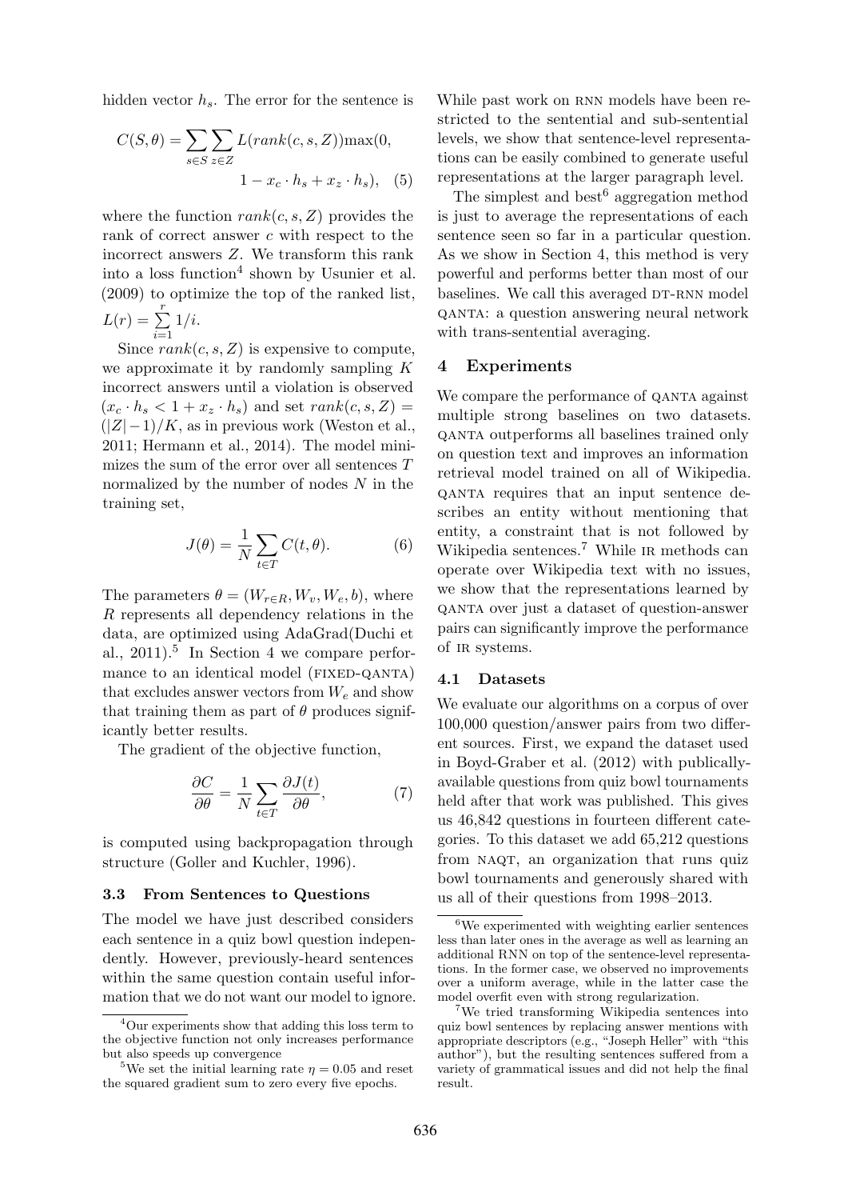hidden vector $h_s$. The error for the sentence is

$$C(S,\theta) = \sum_{s \in S} \sum_{z \in Z} L(rank(c,s,Z)) \max(0, 1 - x_c \cdot h_s + x_z \cdot h_s), \quad (5)$$

where the function $rank(c, s, Z)$ provides the rank of correct answer $c$ with respect to the incorrect answers $Z$. We transform this rank into a loss function[4] shown by Usunier et al. (2009) to optimize the top of the ranked list, $L(r) = \sum_{i=1}^{r} 1/i$.

Since $rank(c, s, Z)$ is expensive to compute, we approximate it by randomly sampling $K$ incorrect answers until a violation is observed ($x_c \cdot h_s < 1 + x_z \cdot h_s$) and set $rank(c, s, Z) = (|Z| - 1)/K$, as in previous work (Weston et al., 2011; Hermann et al., 2014). The model minimizes the sum of the error over all sentences $T$ normalized by the number of nodes $N$ in the training set,

$$J(\theta) = \frac{1}{N} \sum_{t \in T} C(t, \theta). \quad (6)$$

The parameters $\theta = (W_{r \in R}, W_v, W_e, b)$, where $R$ represents all dependency relations in the data, are optimized using AdaGrad(Duchi et al., 2011).[5] In Section 4 we compare performance to an identical model (FIXED-QANTA) that excludes answer vectors from $W_e$ and show that training them as part of $\theta$ produces significantly better results.

The gradient of the objective function,

$$\frac{\partial C}{\partial \theta} = \frac{1}{N} \sum_{t \in T} \frac{\partial J(t)}{\partial \theta}, \quad (7)$$

is computed using backpropagation through structure (Goller and Kuchler, 1996).

### 3.3 From Sentences to Questions

The model we have just described considers each sentence in a quiz bowl question independently. However, previously-heard sentences within the same question contain useful information that we do not want our model to ignore. While past work on RNN models have been restricted to the sentential and sub-sentential levels, we show that sentence-level representations can be easily combined to generate useful representations at the larger paragraph level.

The simplest and best[6] aggregation method is just to average the representations of each sentence seen so far in a particular question. As we show in Section 4, this method is very powerful and performs better than most of our baselines. We call this averaged DT-RNN model QANTA: a question answering neural network with trans-sentential averaging.

## 4 Experiments

We compare the performance of QANTA against multiple strong baselines on two datasets. QANTA outperforms all baselines trained only on question text and improves an information retrieval model trained on all of Wikipedia. QANTA requires that an input sentence describes an entity without mentioning that entity, a constraint that is not followed by Wikipedia sentences.[7] While IR methods can operate over Wikipedia text with no issues, we show that the representations learned by QANTA over just a dataset of question-answer pairs can significantly improve the performance of IR systems.

### 4.1 Datasets

We evaluate our algorithms on a corpus of over 100,000 question/answer pairs from two different sources. First, we expand the dataset used in Boyd-Graber et al. (2012) with publically-available questions from quiz bowl tournaments held after that work was published. This gives us 46,842 questions in fourteen different categories. To this dataset we add 65,212 questions from NAQT, an organization that runs quiz bowl tournaments and generously shared with us all of their questions from 1998–2013.

---

[4] Our experiments show that adding this loss term to the objective function not only increases performance but also speeds up convergence

[5] We set the initial learning rate $\eta = 0.05$ and reset the squared gradient sum to zero every five epochs.

[6] We experimented with weighting earlier sentences less than later ones in the average as well as learning an additional RNN on top of the sentence-level representations. In the former case, we observed no improvements over a uniform average, while in the latter case the model overfit even with strong regularization.

[7] We tried transforming Wikipedia sentences into quiz bowl sentences by replacing answer mentions with appropriate descriptors (e.g., "Joseph Heller" with "this author"), but the resulting sentences suffered from a variety of grammatical issues and did not help the final result.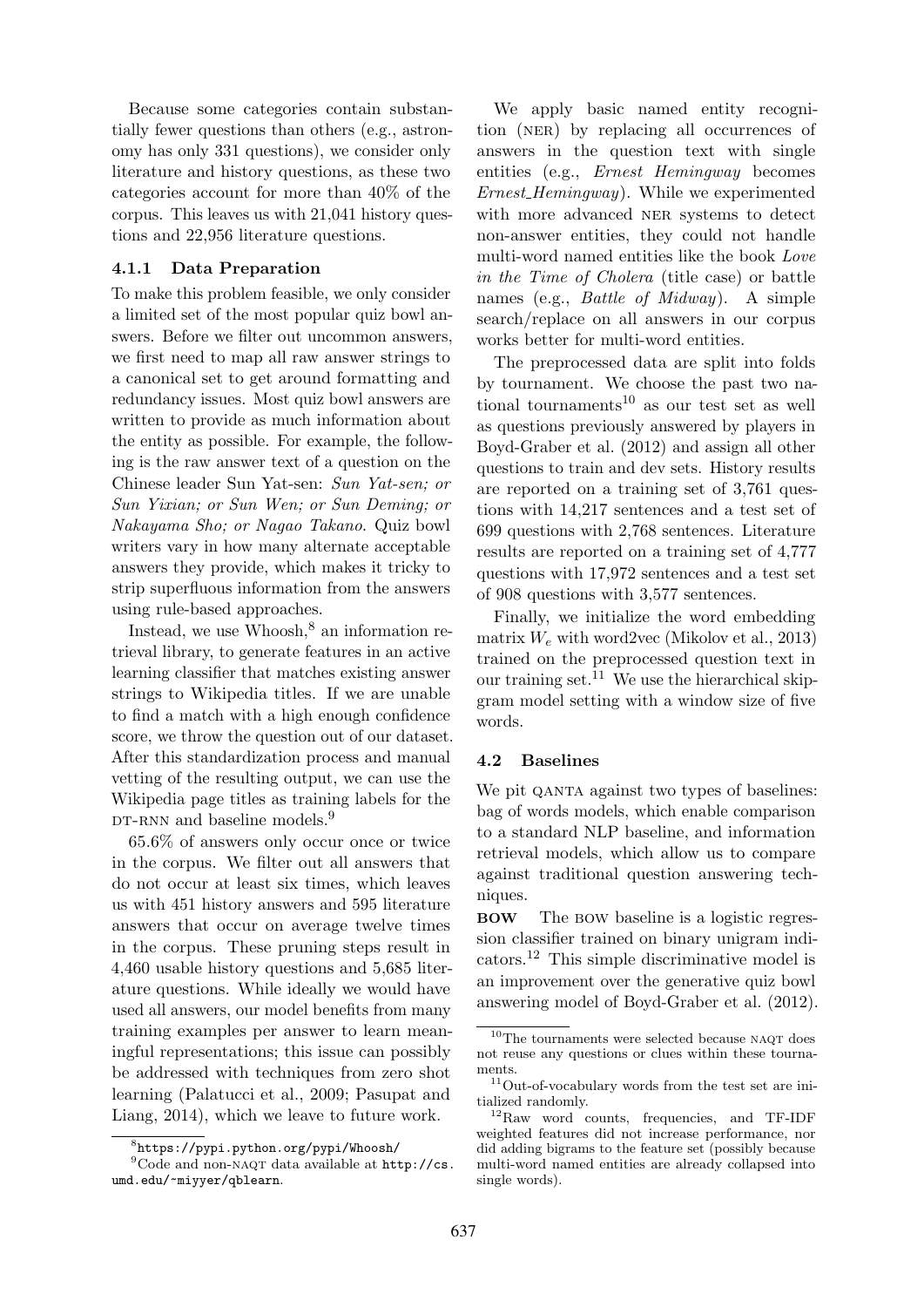Because some categories contain substantially fewer questions than others (e.g., astronomy has only 331 questions), we consider only literature and history questions, as these two categories account for more than 40% of the corpus. This leaves us with 21,041 history questions and 22,956 literature questions.

#### 4.1.1 Data Preparation

To make this problem feasible, we only consider a limited set of the most popular quiz bowl answers. Before we filter out uncommon answers, we first need to map all raw answer strings to a canonical set to get around formatting and redundancy issues. Most quiz bowl answers are written to provide as much information about the entity as possible. For example, the following is the raw answer text of a question on the Chinese leader Sun Yat-sen: *Sun Yat-sen; or Sun Yixian; or Sun Wen; or Sun Deming; or Nakayama Sho; or Nagao Takano*. Quiz bowl writers vary in how many alternate acceptable answers they provide, which makes it tricky to strip superfluous information from the answers using rule-based approaches.

Instead, we use Whoosh,[8] an information retrieval library, to generate features in an active learning classifier that matches existing answer strings to Wikipedia titles. If we are unable to find a match with a high enough confidence score, we throw the question out of our dataset. After this standardization process and manual vetting of the resulting output, we can use the Wikipedia page titles as training labels for the DT-RNN and baseline models.[9]

65.6% of answers only occur once or twice in the corpus. We filter out all answers that do not occur at least six times, which leaves us with 451 history answers and 595 literature answers that occur on average twelve times in the corpus. These pruning steps result in 4,460 usable history questions and 5,685 literature questions. While ideally we would have used all answers, our model benefits from many training examples per answer to learn meaningful representations; this issue can possibly be addressed with techniques from zero shot learning (Palatucci et al., 2009; Pasupat and Liang, 2014), which we leave to future work.

We apply basic named entity recognition (NER) by replacing all occurrences of answers in the question text with single entities (e.g., *Ernest Hemingway* becomes *Ernest_Hemingway*). While we experimented with more advanced NER systems to detect non-answer entities, they could not handle multi-word named entities like the book *Love in the Time of Cholera* (title case) or battle names (e.g., *Battle of Midway*). A simple search/replace on all answers in our corpus works better for multi-word entities.

The preprocessed data are split into folds by tournament. We choose the past two national tournaments[10] as our test set as well as questions previously answered by players in Boyd-Graber et al. (2012) and assign all other questions to train and dev sets. History results are reported on a training set of 3,761 questions with 14,217 sentences and a test set of 699 questions with 2,768 sentences. Literature results are reported on a training set of 4,777 questions with 17,972 sentences and a test set of 908 questions with 3,577 sentences.

Finally, we initialize the word embedding matrix $W_e$ with word2vec (Mikolov et al., 2013) trained on the preprocessed question text in our training set.[11] We use the hierarchical skip-gram model setting with a window size of five words.

### 4.2 Baselines

We pit QANTA against two types of baselines: bag of words models, which enable comparison to a standard NLP baseline, and information retrieval models, which allow us to compare against traditional question answering techniques.

**BOW** The BOW baseline is a logistic regression classifier trained on binary unigram indicators.[12] This simple discriminative model is an improvement over the generative quiz bowl answering model of Boyd-Graber et al. (2012).

---

[8] https://pypi.python.org/pypi/Whoosh/

[9] Code and non-NAQT data available at http://cs.umd.edu/~miyyer/qblearn.

[10] The tournaments were selected because NAQT does not reuse any questions or clues within these tournaments.

[11] Out-of-vocabulary words from the test set are initialized randomly.

[12] Raw word counts, frequencies, and TF-IDF weighted features did not increase performance, nor did adding bigrams to the feature set (possibly because multi-word named entities are already collapsed into single words).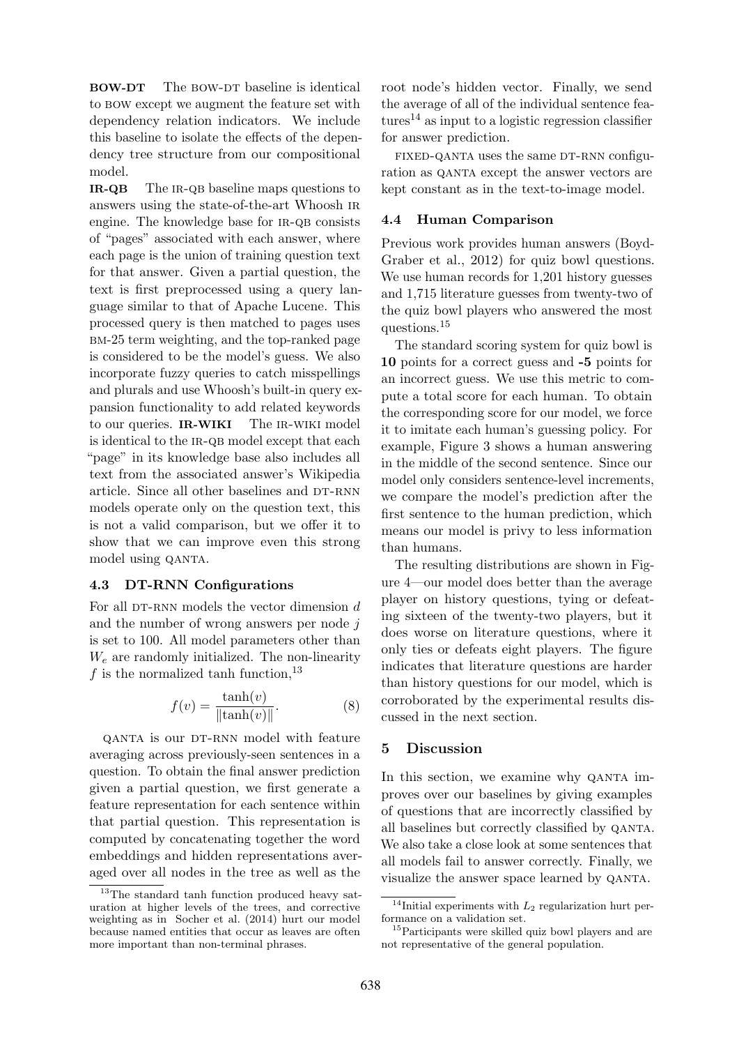**BOW-DT** The BOW-DT baseline is identical to BOW except we augment the feature set with dependency relation indicators. We include this baseline to isolate the effects of the dependency tree structure from our compositional model.

**IR-QB** The IR-QB baseline maps questions to answers using the state-of-the-art Whoosh IR engine. The knowledge base for IR-QB consists of "pages" associated with each answer, where each page is the union of training question text for that answer. Given a partial question, the text is first preprocessed using a query language similar to that of Apache Lucene. This processed query is then matched to pages uses BM-25 term weighting, and the top-ranked page is considered to be the model's guess. We also incorporate fuzzy queries to catch misspellings and plurals and use Whoosh's built-in query expansion functionality to add related keywords to our queries. **IR-WIKI** The IR-WIKI model is identical to the IR-QB model except that each "page" in its knowledge base also includes all text from the associated answer's Wikipedia article. Since all other baselines and DT-RNN models operate only on the question text, this is not a valid comparison, but we offer it to show that we can improve even this strong model using QANTA.

### 4.3 DT-RNN Configurations

For all DT-RNN models the vector dimension $d$ and the number of wrong answers per node $j$ is set to 100. All model parameters other than $W_e$ are randomly initialized. The non-linearity $f$ is the normalized tanh function,[13]

$$f(v) = \frac{\tanh(v)}{\|\tanh(v)\|}. \quad (8)$$

QANTA is our DT-RNN model with feature averaging across previously-seen sentences in a question. To obtain the final answer prediction given a partial question, we first generate a feature representation for each sentence within that partial question. This representation is computed by concatenating together the word embeddings and hidden representations averaged over all nodes in the tree as well as the root node's hidden vector. Finally, we send the average of all of the individual sentence features[14] as input to a logistic regression classifier for answer prediction.

FIXED-QANTA uses the same DT-RNN configuration as QANTA except the answer vectors are kept constant as in the text-to-image model.

### 4.4 Human Comparison

Previous work provides human answers (Boyd-Graber et al., 2012) for quiz bowl questions. We use human records for 1,201 history guesses and 1,715 literature guesses from twenty-two of the quiz bowl players who answered the most questions.[15]

The standard scoring system for quiz bowl is **10** points for a correct guess and **-5** points for an incorrect guess. We use this metric to compute a total score for each human. To obtain the corresponding score for our model, we force it to imitate each human's guessing policy. For example, Figure 3 shows a human answering in the middle of the second sentence. Since our model only considers sentence-level increments, we compare the model's prediction after the first sentence to the human prediction, which means our model is privy to less information than humans.

The resulting distributions are shown in Figure 4—our model does better than the average player on history questions, tying or defeating sixteen of the twenty-two players, but it does worse on literature questions, where it only ties or defeats eight players. The figure indicates that literature questions are harder than history questions for our model, which is corroborated by the experimental results discussed in the next section.

## 5 Discussion

In this section, we examine why QANTA improves over our baselines by giving examples of questions that are incorrectly classified by all baselines but correctly classified by QANTA. We also take a close look at some sentences that all models fail to answer correctly. Finally, we visualize the answer space learned by QANTA.

[13] The standard tanh function produced heavy saturation at higher levels of the trees, and corrective weighting as in Socher et al. (2014) hurt our model because named entities that occur as leaves are often more important than non-terminal phrases.

[14] Initial experiments with $L_2$ regularization hurt performance on a validation set.

[15] Participants were skilled quiz bowl players and are not representative of the general population.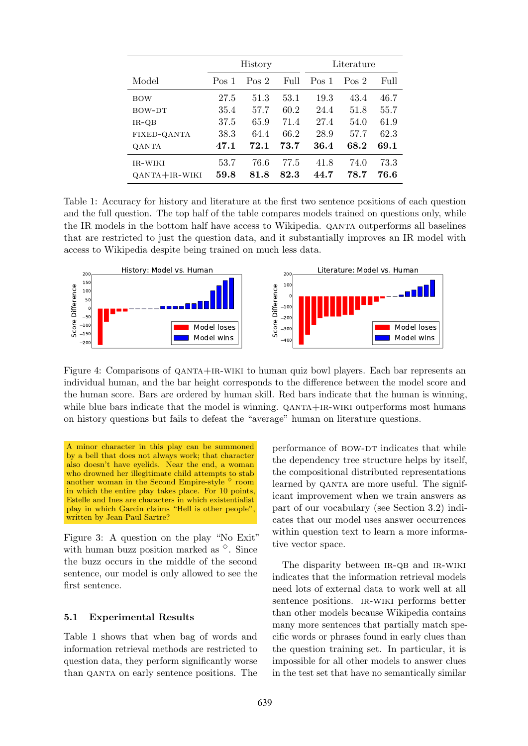| Model | History | | | Literature | | |
|---|---|---|---|---|---|---|
| | Pos 1 | Pos 2 | Full | Pos 1 | Pos 2 | Full |
| BOW | 27.5 | 51.3 | 53.1 | 19.3 | 43.4 | 46.7 |
| BOW-DT | 35.4 | 57.7 | 60.2 | 24.4 | 51.8 | 55.7 |
| IR-QB | 37.5 | 65.9 | 71.4 | 27.4 | 54.0 | 61.9 |
| FIXED-QANTA | 38.3 | 64.4 | 66.2 | 28.9 | 57.7 | 62.3 |
| QANTA | **47.1** | **72.1** | **73.7** | **36.4** | **68.2** | **69.1** |
| IR-WIKI | 53.7 | 76.6 | 77.5 | 41.8 | 74.0 | 73.3 |
| QANTA+IR-WIKI | **59.8** | **81.8** | **82.3** | **44.7** | **78.7** | **76.6** |

Table 1: Accuracy for history and literature at the first two sentence positions of each question and the full question. The top half of the table compares models trained on questions only, while the IR models in the bottom half have access to Wikipedia. QANTA outperforms all baselines that are restricted to just the question data, and it substantially improves an IR model with access to Wikipedia despite being trained on much less data.

Figure 4: Comparisons of QANTA+IR-WIKI to human quiz bowl players. Each bar represents an individual human, and the bar height corresponds to the difference between the model score and the human score. Bars are ordered by human skill. Red bars indicate that the human is winning, while blue bars indicate that the model is winning. QANTA+IR-WIKI outperforms most humans on history questions but fails to defeat the "average" human on literature questions.

A minor character in this play can be summoned by a bell that does not always work; that character also doesn't have eyelids. Near the end, a woman who drowned her illegitimate child attempts to stab another woman in the Second Empire-style ◇ room in which the entire play takes place. For 10 points, Estelle and Ines are characters in which existentialist play in which Garcin claims "Hell is other people", written by Jean-Paul Sartre?

Figure 3: A question on the play "No Exit" with human buzz position marked as ◇. Since the buzz occurs in the middle of the second sentence, our model is only allowed to see the first sentence.

### 5.1 Experimental Results

Table 1 shows that when bag of words and information retrieval methods are restricted to question data, they perform significantly worse than QANTA on early sentence positions. The performance of BOW-DT indicates that while the dependency tree structure helps by itself, the compositional distributed representations learned by QANTA are more useful. The significant improvement when we train answers as part of our vocabulary (see Section 3.2) indicates that our model uses answer occurrences within question text to learn a more informative vector space.

The disparity between IR-QB and IR-WIKI indicates that the information retrieval models need lots of external data to work well at all sentence positions. IR-WIKI performs better than other models because Wikipedia contains many more sentences that partially match specific words or phrases found in early clues than the question training set. In particular, it is impossible for all other models to answer clues in the test set that have no semantically similar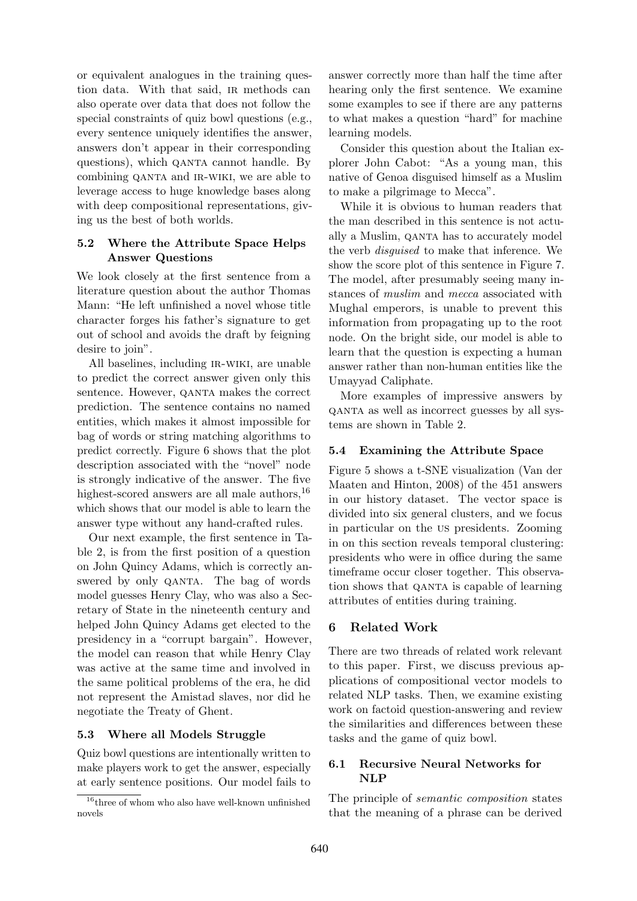or equivalent analogues in the training question data. With that said, IR methods can also operate over data that does not follow the special constraints of quiz bowl questions (e.g., every sentence uniquely identifies the answer, answers don't appear in their corresponding questions), which QANTA cannot handle. By combining QANTA and IR-WIKI, we are able to leverage access to huge knowledge bases along with deep compositional representations, giving us the best of both worlds.

### 5.2 Where the Attribute Space Helps Answer Questions

We look closely at the first sentence from a literature question about the author Thomas Mann: "He left unfinished a novel whose title character forges his father's signature to get out of school and avoids the draft by feigning desire to join".

All baselines, including IR-WIKI, are unable to predict the correct answer given only this sentence. However, QANTA makes the correct prediction. The sentence contains no named entities, which makes it almost impossible for bag of words or string matching algorithms to predict correctly. Figure 6 shows that the plot description associated with the "novel" node is strongly indicative of the answer. The five highest-scored answers are all male authors,[16] which shows that our model is able to learn the answer type without any hand-crafted rules.

Our next example, the first sentence in Table 2, is from the first position of a question on John Quincy Adams, which is correctly answered by only QANTA. The bag of words model guesses Henry Clay, who was also a Secretary of State in the nineteenth century and helped John Quincy Adams get elected to the presidency in a "corrupt bargain". However, the model can reason that while Henry Clay was active at the same time and involved in the same political problems of the era, he did not represent the Amistad slaves, nor did he negotiate the Treaty of Ghent.

### 5.3 Where all Models Struggle

Quiz bowl questions are intentionally written to make players work to get the answer, especially at early sentence positions. Our model fails to answer correctly more than half the time after hearing only the first sentence. We examine some examples to see if there are any patterns to what makes a question "hard" for machine learning models.

Consider this question about the Italian explorer John Cabot: "As a young man, this native of Genoa disguised himself as a Muslim to make a pilgrimage to Mecca".

While it is obvious to human readers that the man described in this sentence is not actually a Muslim, QANTA has to accurately model the verb *disguised* to make that inference. We show the score plot of this sentence in Figure 7. The model, after presumably seeing many instances of *muslim* and *mecca* associated with Mughal emperors, is unable to prevent this information from propagating up to the root node. On the bright side, our model is able to learn that the question is expecting a human answer rather than non-human entities like the Umayyad Caliphate.

More examples of impressive answers by QANTA as well as incorrect guesses by all systems are shown in Table 2.

### 5.4 Examining the Attribute Space

Figure 5 shows a t-SNE visualization (Van der Maaten and Hinton, 2008) of the 451 answers in our history dataset. The vector space is divided into six general clusters, and we focus in particular on the US presidents. Zooming in on this section reveals temporal clustering: presidents who were in office during the same timeframe occur closer together. This observation shows that QANTA is capable of learning attributes of entities during training.

## 6 Related Work

There are two threads of related work relevant to this paper. First, we discuss previous applications of compositional vector models to related NLP tasks. Then, we examine existing work on factoid question-answering and review the similarities and differences between these tasks and the game of quiz bowl.

### 6.1 Recursive Neural Networks for NLP

The principle of *semantic composition* states that the meaning of a phrase can be derived

[16] three of whom who also have well-known unfinished novels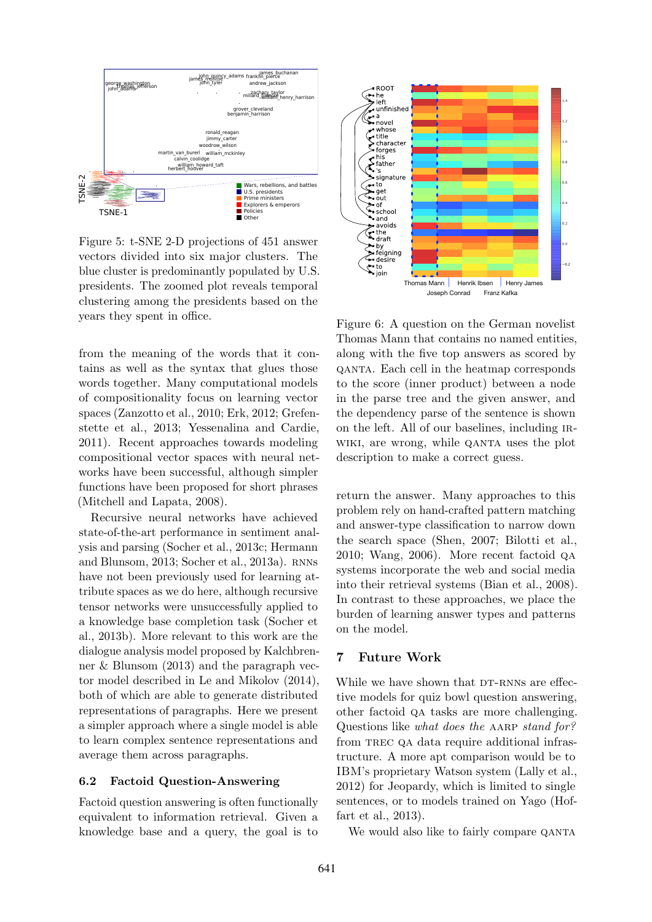Figure 5: t-SNE 2-D projections of 451 answer vectors divided into six major clusters. The blue cluster is predominantly populated by U.S. presidents. The zoomed plot reveals temporal clustering among the presidents based on the years they spent in office.

Figure 6: A question on the German novelist Thomas Mann that contains no named entities, along with the five top answers as scored by QANTA. Each cell in the heatmap corresponds to the score (inner product) between a node in the parse tree and the given answer, and the dependency parse of the sentence is shown on the left. All of our baselines, including IR-WIKI, are wrong, while QANTA uses the plot description to make a correct guess.

from the meaning of the words that it contains as well as the syntax that glues those words together. Many computational models of compositionality focus on learning vector spaces (Zanzotto et al., 2010; Erk, 2012; Grefenstette et al., 2013; Yessenalina and Cardie, 2011). Recent approaches towards modeling compositional vector spaces with neural networks have been successful, although simpler functions have been proposed for short phrases (Mitchell and Lapata, 2008).

Recursive neural networks have achieved state-of-the-art performance in sentiment analysis and parsing (Socher et al., 2013c; Hermann and Blunsom, 2013; Socher et al., 2013a). RNNs have not been previously used for learning attribute spaces as we do here, although recursive tensor networks were unsuccessfully applied to a knowledge base completion task (Socher et al., 2013b). More relevant to this work are the dialogue analysis model proposed by Kalchbrenner & Blunsom (2013) and the paragraph vector model described in Le and Mikolov (2014), both of which are able to generate distributed representations of paragraphs. Here we present a simpler approach where a single model is able to learn complex sentence representations and average them across paragraphs.

### 6.2 Factoid Question-Answering

Factoid question answering is often functionally equivalent to information retrieval. Given a knowledge base and a query, the goal is to return the answer. Many approaches to this problem rely on hand-crafted pattern matching and answer-type classification to narrow down the search space (Shen, 2007; Bilotti et al., 2010; Wang, 2006). More recent factoid QA systems incorporate the web and social media into their retrieval systems (Bian et al., 2008). In contrast to these approaches, we place the burden of learning answer types and patterns on the model.

## 7 Future Work

While we have shown that DT-RNNs are effective models for quiz bowl question answering, other factoid QA tasks are more challenging. Questions like *what does the* AARP *stand for?* from TREC QA data require additional infrastructure. A more apt comparison would be to IBM's proprietary Watson system (Lally et al., 2012) for Jeopardy, which is limited to single sentences, or to models trained on Yago (Hoffart et al., 2013).

We would also like to fairly compare QANTA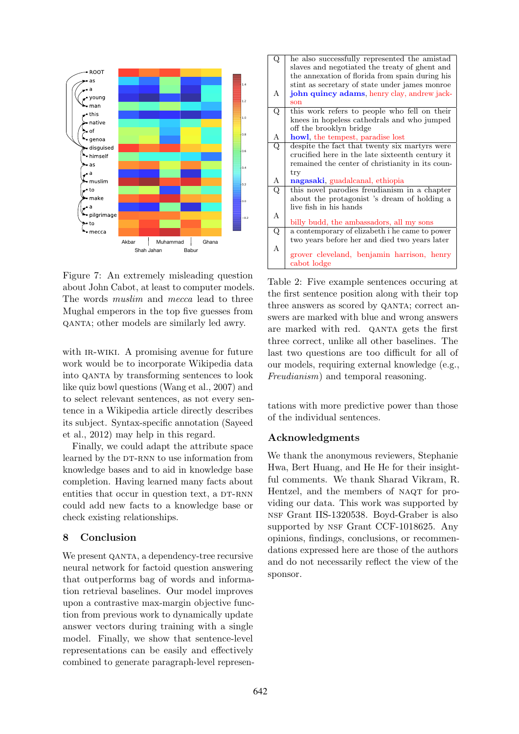Figure 7: An extremely misleading question about John Cabot, at least to computer models. The words *muslim* and *mecca* lead to three Mughal emperors in the top five guesses from QANTA; other models are similarly led awry.

with IR-WIKI. A promising avenue for future work would be to incorporate Wikipedia data into QANTA by transforming sentences to look like quiz bowl questions (Wang et al., 2007) and to select relevant sentences, as not every sentence in a Wikipedia article directly describes its subject. Syntax-specific annotation (Sayeed et al., 2012) may help in this regard.

Finally, we could adapt the attribute space learned by the DT-RNN to use information from knowledge bases and to aid in knowledge base completion. Having learned many facts about entities that occur in question text, a DT-RNN could add new facts to a knowledge base or check existing relationships.

## 8 Conclusion

We present QANTA, a dependency-tree recursive neural network for factoid question answering that outperforms bag of words and information retrieval baselines. Our model improves upon a contrastive max-margin objective function from previous work to dynamically update answer vectors during training with a single model. Finally, we show that sentence-level representations can be easily and effectively combined to generate paragraph-level representations with more predictive power than those of the individual sentences.

| | |
|---|---|
| Q | he also successfully represented the amistad slaves and negotiated the treaty of ghent and the annexation of florida from spain during his stint as secretary of state under james monroe |
| A | **john quincy adams**, henry clay, andrew jackson |
| Q | this work refers to people who fell on their knees in hopeless cathedrals and who jumped off the brooklyn bridge |
| A | **howl**, the tempest, paradise lost |
| Q | despite the fact that twenty six martyrs were crucified here in the late sixteenth century it remained the center of christianity in its country |
| A | **nagasaki**, guadalcanal, ethiopia |
| Q | this novel parodies freudianism in a chapter about the protagonist 's dream of holding a live fish in his hands |
| A | billy budd, the ambassadors, all my sons |
| Q | a contemporary of elizabeth i he came to power two years before her and died two years later |
| A | grover cleveland, benjamin harrison, henry cabot lodge |

Table 2: Five example sentences occuring at the first sentence position along with their top three answers as scored by QANTA; correct answers are marked with blue and wrong answers are marked with red. QANTA gets the first three correct, unlike all other baselines. The last two questions are too difficult for all of our models, requiring external knowledge (e.g., *Freudianism*) and temporal reasoning.

## Acknowledgments

We thank the anonymous reviewers, Stephanie Hwa, Bert Huang, and He He for their insightful comments. We thank Sharad Vikram, R. Hentzel, and the members of NAQT for providing our data. This work was supported by NSF Grant IIS-1320538. Boyd-Graber is also supported by NSF Grant CCF-1018625. Any opinions, findings, conclusions, or recommendations expressed here are those of the authors and do not necessarily reflect the view of the sponsor.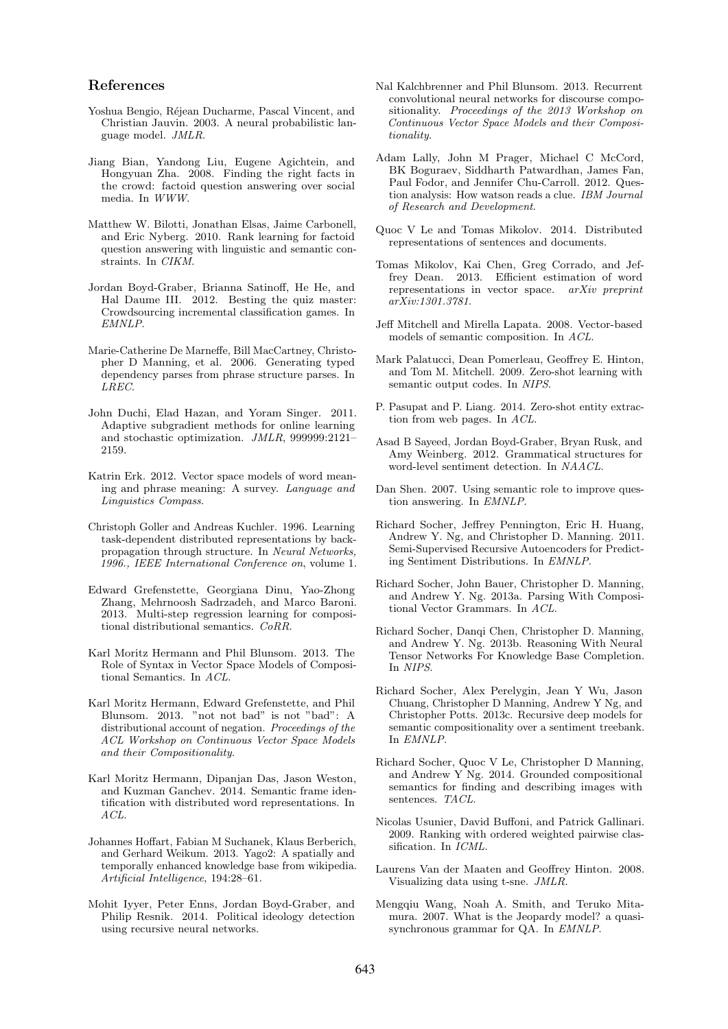## References

Yoshua Bengio, Réjean Ducharme, Pascal Vincent, and Christian Jauvin. 2003. A neural probabilistic language model. *JMLR*.

Jiang Bian, Yandong Liu, Eugene Agichtein, and Hongyuan Zha. 2008. Finding the right facts in the crowd: factoid question answering over social media. In *WWW*.

Matthew W. Bilotti, Jonathan Elsas, Jaime Carbonell, and Eric Nyberg. 2010. Rank learning for factoid question answering with linguistic and semantic constraints. In *CIKM*.

Jordan Boyd-Graber, Brianna Satinoff, He He, and Hal Daume III. 2012. Besting the quiz master: Crowdsourcing incremental classification games. In *EMNLP*.

Marie-Catherine De Marneffe, Bill MacCartney, Christopher D Manning, et al. 2006. Generating typed dependency parses from phrase structure parses. In *LREC*.

John Duchi, Elad Hazan, and Yoram Singer. 2011. Adaptive subgradient methods for online learning and stochastic optimization. *JMLR*, 999999:2121–2159.

Katrin Erk. 2012. Vector space models of word meaning and phrase meaning: A survey. *Language and Linguistics Compass*.

Christoph Goller and Andreas Kuchler. 1996. Learning task-dependent distributed representations by backpropagation through structure. In *Neural Networks, 1996., IEEE International Conference on*, volume 1.

Edward Grefenstette, Georgiana Dinu, Yao-Zhong Zhang, Mehrnoosh Sadrzadeh, and Marco Baroni. 2013. Multi-step regression learning for compositional distributional semantics. *CoRR*.

Karl Moritz Hermann and Phil Blunsom. 2013. The Role of Syntax in Vector Space Models of Compositional Semantics. In *ACL*.

Karl Moritz Hermann, Edward Grefenstette, and Phil Blunsom. 2013. "not not bad" is not "bad": A distributional account of negation. *Proceedings of the ACL Workshop on Continuous Vector Space Models and their Compositionality*.

Karl Moritz Hermann, Dipanjan Das, Jason Weston, and Kuzman Ganchev. 2014. Semantic frame identification with distributed word representations. In *ACL*.

Johannes Hoffart, Fabian M Suchanek, Klaus Berberich, and Gerhard Weikum. 2013. Yago2: A spatially and temporally enhanced knowledge base from wikipedia. *Artificial Intelligence*, 194:28–61.

Mohit Iyyer, Peter Enns, Jordan Boyd-Graber, and Philip Resnik. 2014. Political ideology detection using recursive neural networks.

Nal Kalchbrenner and Phil Blunsom. 2013. Recurrent convolutional neural networks for discourse compositionality. *Proceedings of the 2013 Workshop on Continuous Vector Space Models and their Compositionality*.

Adam Lally, John M Prager, Michael C McCord, BK Boguraev, Siddharth Patwardhan, James Fan, Paul Fodor, and Jennifer Chu-Carroll. 2012. Question analysis: How watson reads a clue. *IBM Journal of Research and Development*.

Quoc V Le and Tomas Mikolov. 2014. Distributed representations of sentences and documents.

Tomas Mikolov, Kai Chen, Greg Corrado, and Jeffrey Dean. 2013. Efficient estimation of word representations in vector space. *arXiv preprint arXiv:1301.3781*.

Jeff Mitchell and Mirella Lapata. 2008. Vector-based models of semantic composition. In *ACL*.

Mark Palatucci, Dean Pomerleau, Geoffrey E. Hinton, and Tom M. Mitchell. 2009. Zero-shot learning with semantic output codes. In *NIPS*.

P. Pasupat and P. Liang. 2014. Zero-shot entity extraction from web pages. In *ACL*.

Asad B Sayeed, Jordan Boyd-Graber, Bryan Rusk, and Amy Weinberg. 2012. Grammatical structures for word-level sentiment detection. In *NAACL*.

Dan Shen. 2007. Using semantic role to improve question answering. In *EMNLP*.

Richard Socher, Jeffrey Pennington, Eric H. Huang, Andrew Y. Ng, and Christopher D. Manning. 2011. Semi-Supervised Recursive Autoencoders for Predicting Sentiment Distributions. In *EMNLP*.

Richard Socher, John Bauer, Christopher D. Manning, and Andrew Y. Ng. 2013a. Parsing With Compositional Vector Grammars. In *ACL*.

Richard Socher, Danqi Chen, Christopher D. Manning, and Andrew Y. Ng. 2013b. Reasoning With Neural Tensor Networks For Knowledge Base Completion. In *NIPS*.

Richard Socher, Alex Perelygin, Jean Y Wu, Jason Chuang, Christopher D Manning, Andrew Y Ng, and Christopher Potts. 2013c. Recursive deep models for semantic compositionality over a sentiment treebank. In *EMNLP*.

Richard Socher, Quoc V Le, Christopher D Manning, and Andrew Y Ng. 2014. Grounded compositional semantics for finding and describing images with sentences. *TACL*.

Nicolas Usunier, David Buffoni, and Patrick Gallinari. 2009. Ranking with ordered weighted pairwise classification. In *ICML*.

Laurens Van der Maaten and Geoffrey Hinton. 2008. Visualizing data using t-sne. *JMLR*.

Mengqiu Wang, Noah A. Smith, and Teruko Mitamura. 2007. What is the Jeopardy model? a quasi-synchronous grammar for QA. In *EMNLP*.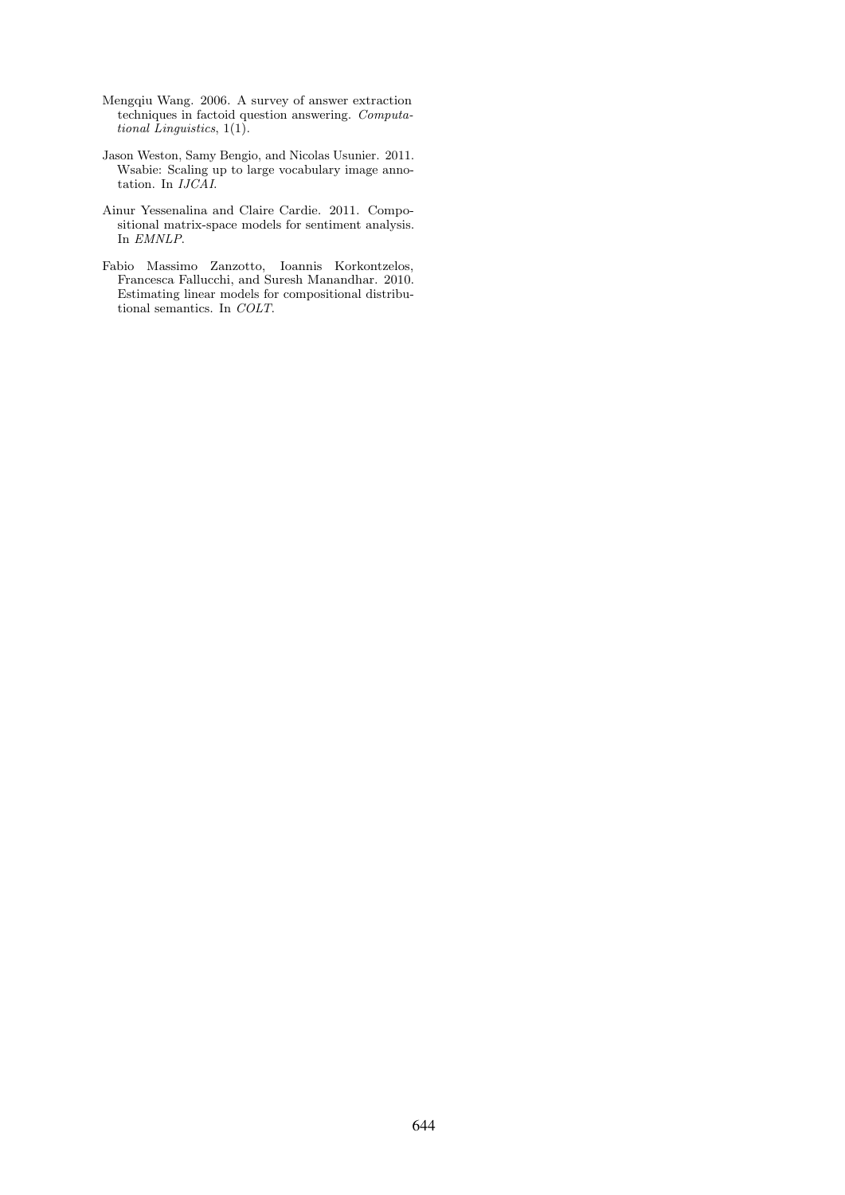Mengqiu Wang. 2006. A survey of answer extraction techniques in factoid question answering. *Computational Linguistics*, 1(1).

Jason Weston, Samy Bengio, and Nicolas Usunier. 2011. Wsabie: Scaling up to large vocabulary image annotation. In *IJCAI*.

Ainur Yessenalina and Claire Cardie. 2011. Compositional matrix-space models for sentiment analysis. In *EMNLP*.

Fabio Massimo Zanzotto, Ioannis Korkontzelos, Francesca Fallucchi, and Suresh Manandhar. 2010. Estimating linear models for compositional distributional semantics. In *COLT*.